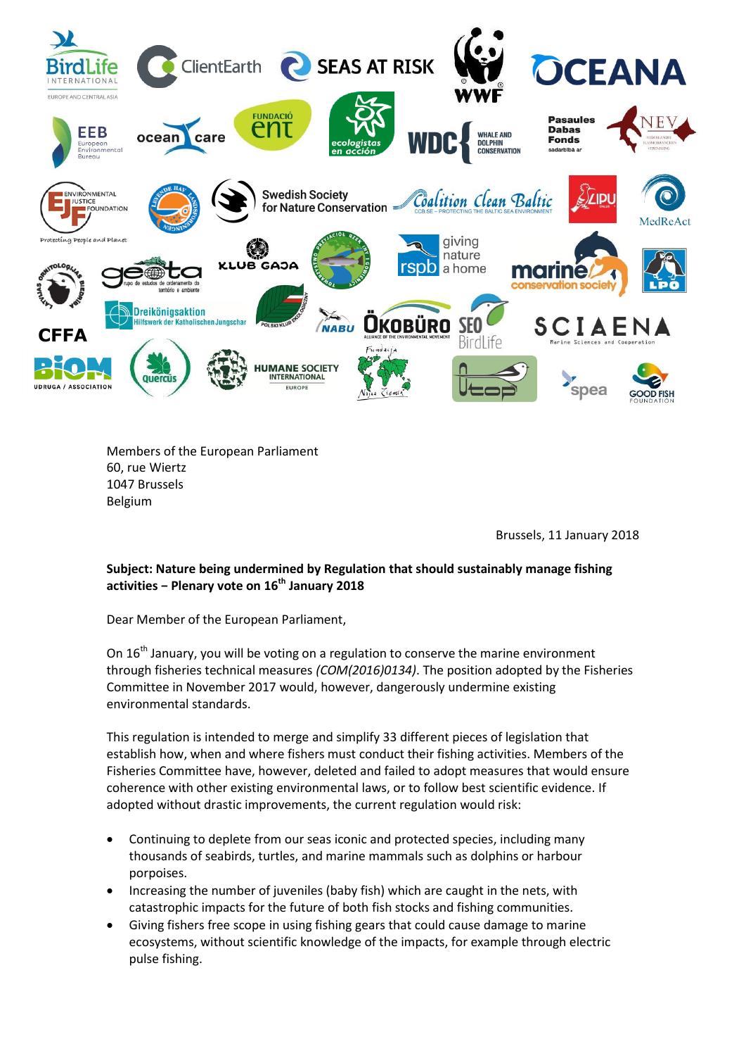Members of the European Parliament
60, rue Wiertz
1047 Brussels
Belgium

Brussels, 11 January 2018

**Subject: Nature being undermined by Regulation that should sustainably manage fishing activities – Plenary vote on 16th January 2018**

Dear Member of the European Parliament,

On 16th January, you will be voting on a regulation to conserve the marine environment through fisheries technical measures *(COM(2016)0134)*. The position adopted by the Fisheries Committee in November 2017 would, however, dangerously undermine existing environmental standards.

This regulation is intended to merge and simplify 33 different pieces of legislation that establish how, when and where fishers must conduct their fishing activities. Members of the Fisheries Committee have, however, deleted and failed to adopt measures that would ensure coherence with other existing environmental laws, or to follow best scientific evidence. If adopted without drastic improvements, the current regulation would risk:

- Continuing to deplete from our seas iconic and protected species, including many thousands of seabirds, turtles, and marine mammals such as dolphins or harbour porpoises.
- Increasing the number of juveniles (baby fish) which are caught in the nets, with catastrophic impacts for the future of both fish stocks and fishing communities.
- Giving fishers free scope in using fishing gears that could cause damage to marine ecosystems, without scientific knowledge of the impacts, for example through electric pulse fishing.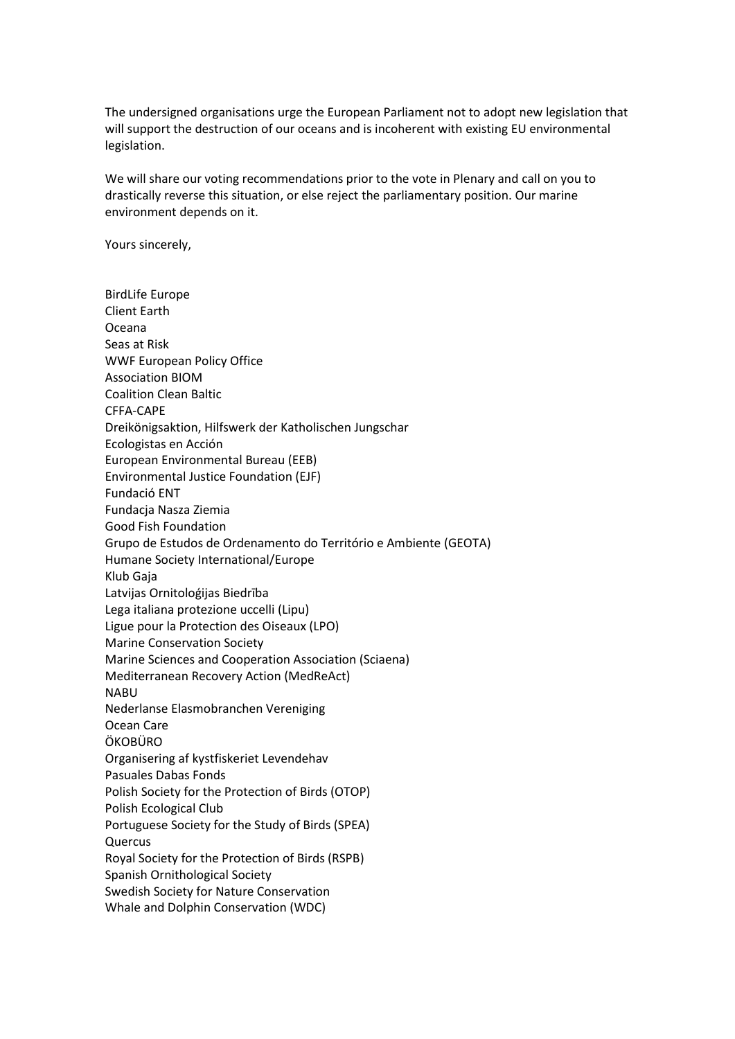The undersigned organisations urge the European Parliament not to adopt new legislation that will support the destruction of our oceans and is incoherent with existing EU environmental legislation.

We will share our voting recommendations prior to the vote in Plenary and call on you to drastically reverse this situation, or else reject the parliamentary position. Our marine environment depends on it.

Yours sincerely,

BirdLife Europe
Client Earth
Oceana
Seas at Risk
WWF European Policy Office
Association BIOM
Coalition Clean Baltic
CFFA-CAPE
Dreikönigsaktion, Hilfswerk der Katholischen Jungschar
Ecologistas en Acción
European Environmental Bureau (EEB)
Environmental Justice Foundation (EJF)
Fundació ENT
Fundacja Nasza Ziemia
Good Fish Foundation
Grupo de Estudos de Ordenamento do Território e Ambiente (GEOTA)
Humane Society International/Europe
Klub Gaja
Latvijas Ornitoloģijas Biedrība
Lega italiana protezione uccelli (Lipu)
Ligue pour la Protection des Oiseaux (LPO)
Marine Conservation Society
Marine Sciences and Cooperation Association (Sciaena)
Mediterranean Recovery Action (MedReAct)
NABU
Nederlanse Elasmobranchen Vereniging
Ocean Care
ÖKOBÜRO
Organisering af kystfiskeriet Levendehav
Pasuales Dabas Fonds
Polish Society for the Protection of Birds (OTOP)
Polish Ecological Club
Portuguese Society for the Study of Birds (SPEA)
Quercus
Royal Society for the Protection of Birds (RSPB)
Spanish Ornithological Society
Swedish Society for Nature Conservation
Whale and Dolphin Conservation (WDC)